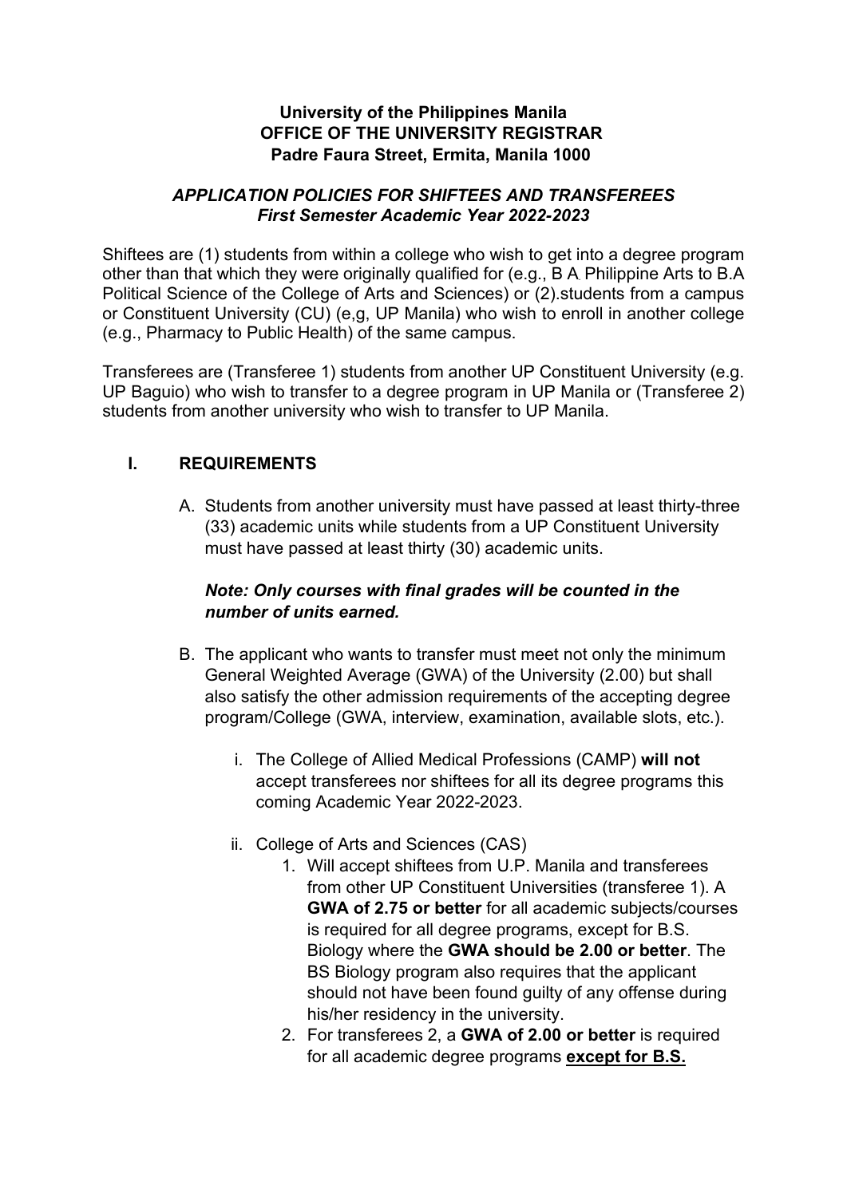**University of the Philippines Manila**
**OFFICE OF THE UNIVERSITY REGISTRAR**
**Padre Faura Street, Ermita, Manila 1000**

***APPLICATION POLICIES FOR SHIFTEES AND TRANSFEREES***
***First Semester Academic Year 2022-2023***

Shiftees are (1) students from within a college who wish to get into a degree program other than that which they were originally qualified for (e.g., B A Philippine Arts to B.A Political Science of the College of Arts and Sciences) or (2).students from a campus or Constituent University (CU) (e,g, UP Manila) who wish to enroll in another college (e.g., Pharmacy to Public Health) of the same campus.

Transferees are (Transferee 1) students from another UP Constituent University (e.g. UP Baguio) who wish to transfer to a degree program in UP Manila or (Transferee 2) students from another university who wish to transfer to UP Manila.

## I. REQUIREMENTS

A. Students from another university must have passed at least thirty-three (33) academic units while students from a UP Constituent University must have passed at least thirty (30) academic units.

   ***Note: Only courses with final grades will be counted in the number of units earned.***

B. The applicant who wants to transfer must meet not only the minimum General Weighted Average (GWA) of the University (2.00) but shall also satisfy the other admission requirements of the accepting degree program/College (GWA, interview, examination, available slots, etc.).

   i. The College of Allied Medical Professions (CAMP) **will not** accept transferees nor shiftees for all its degree programs this coming Academic Year 2022-2023.

   ii. College of Arts and Sciences (CAS)
      1. Will accept shiftees from U.P. Manila and transferees from other UP Constituent Universities (transferee 1). A **GWA of 2.75 or better** for all academic subjects/courses is required for all degree programs, except for B.S. Biology where the **GWA should be 2.00 or better**. The BS Biology program also requires that the applicant should not have been found guilty of any offense during his/her residency in the university.
      2. For transferees 2, a **GWA of 2.00 or better** is required for all academic degree programs <u>**except for B.S.**</u>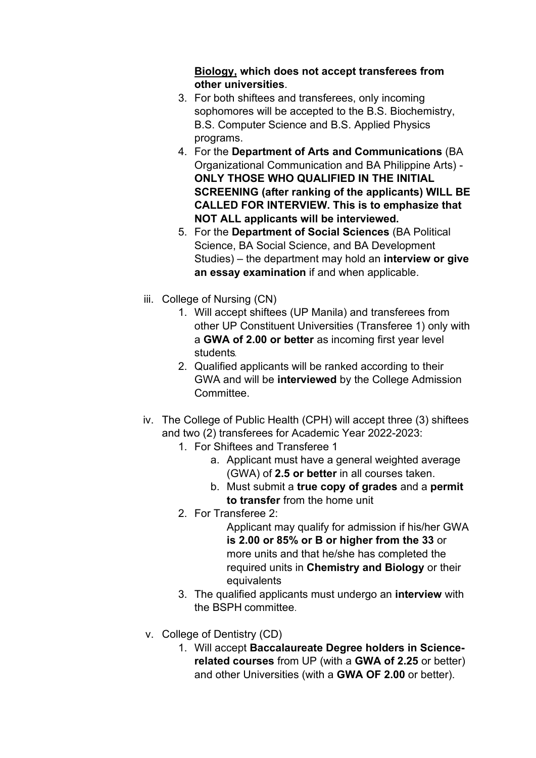**Biology, which does not accept transferees from other universities**.

3. For both shiftees and transferees, only incoming sophomores will be accepted to the B.S. Biochemistry, B.S. Computer Science and B.S. Applied Physics programs.
4. For the **Department of Arts and Communications** (BA Organizational Communication and BA Philippine Arts) - **ONLY THOSE WHO QUALIFIED IN THE INITIAL SCREENING (after ranking of the applicants) WILL BE CALLED FOR INTERVIEW. This is to emphasize that NOT ALL applicants will be interviewed.**
5. For the **Department of Social Sciences** (BA Political Science, BA Social Science, and BA Development Studies) – the department may hold an **interview or give an essay examination** if and when applicable.

iii. College of Nursing (CN)

1. Will accept shiftees (UP Manila) and transferees from other UP Constituent Universities (Transferee 1) only with a **GWA of 2.00 or better** as incoming first year level students.
2. Qualified applicants will be ranked according to their GWA and will be **interviewed** by the College Admission Committee.

iv. The College of Public Health (CPH) will accept three (3) shiftees and two (2) transferees for Academic Year 2022-2023:

1. For Shiftees and Transferee 1
   a. Applicant must have a general weighted average (GWA) of **2.5 or better** in all courses taken.
   b. Must submit a **true copy of grades** and a **permit to transfer** from the home unit
2. For Transferee 2:

   Applicant may qualify for admission if his/her GWA **is 2.00 or 85% or B or higher from the 33** or more units and that he/she has completed the required units in **Chemistry and Biology** or their equivalents
3. The qualified applicants must undergo an **interview** with the BSPH committee.

v. College of Dentistry (CD)

1. Will accept **Baccalaureate Degree holders in Science-related courses** from UP (with a **GWA of 2.25** or better) and other Universities (with a **GWA OF 2.00** or better).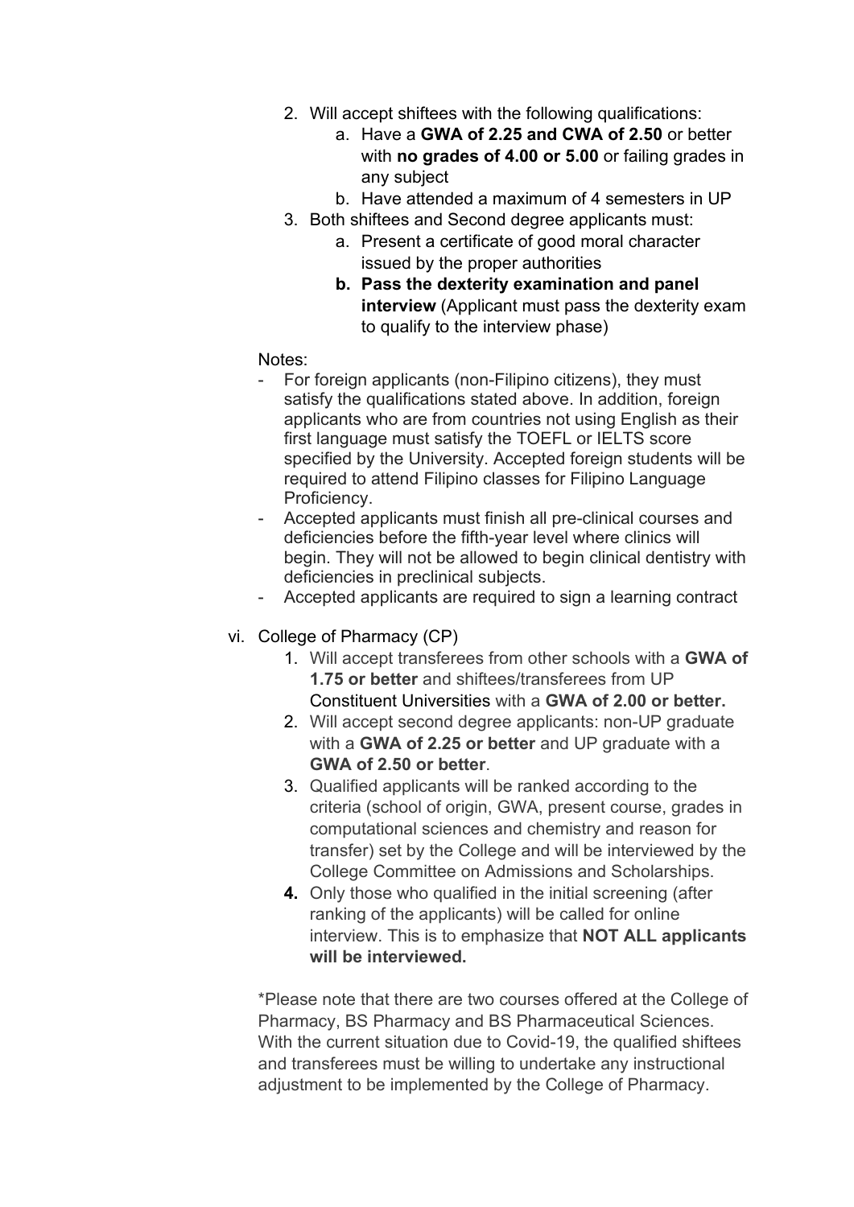2. Will accept shiftees with the following qualifications:
    a. Have a **GWA of 2.25 and CWA of 2.50** or better with **no grades of 4.00 or 5.00** or failing grades in any subject
    b. Have attended a maximum of 4 semesters in UP
3. Both shiftees and Second degree applicants must:
    a. Present a certificate of good moral character issued by the proper authorities
    b. **Pass the dexterity examination and panel interview** (Applicant must pass the dexterity exam to qualify to the interview phase)

Notes:

- For foreign applicants (non-Filipino citizens), they must satisfy the qualifications stated above. In addition, foreign applicants who are from countries not using English as their first language must satisfy the TOEFL or IELTS score specified by the University. Accepted foreign students will be required to attend Filipino classes for Filipino Language Proficiency.
- Accepted applicants must finish all pre-clinical courses and deficiencies before the fifth-year level where clinics will begin. They will not be allowed to begin clinical dentistry with deficiencies in preclinical subjects.
- Accepted applicants are required to sign a learning contract

vi. College of Pharmacy (CP)

1. Will accept transferees from other schools with a **GWA of 1.75 or better** and shiftees/transferees from UP Constituent Universities with a **GWA of 2.00 or better.**
2. Will accept second degree applicants: non-UP graduate with a **GWA of 2.25 or better** and UP graduate with a **GWA of 2.50 or better**.
3. Qualified applicants will be ranked according to the criteria (school of origin, GWA, present course, grades in computational sciences and chemistry and reason for transfer) set by the College and will be interviewed by the College Committee on Admissions and Scholarships.
4. Only those who qualified in the initial screening (after ranking of the applicants) will be called for online interview. This is to emphasize that **NOT ALL applicants will be interviewed.**

*Please note that there are two courses offered at the College of Pharmacy, BS Pharmacy and BS Pharmaceutical Sciences. With the current situation due to Covid-19, the qualified shiftees and transferees must be willing to undertake any instructional adjustment to be implemented by the College of Pharmacy.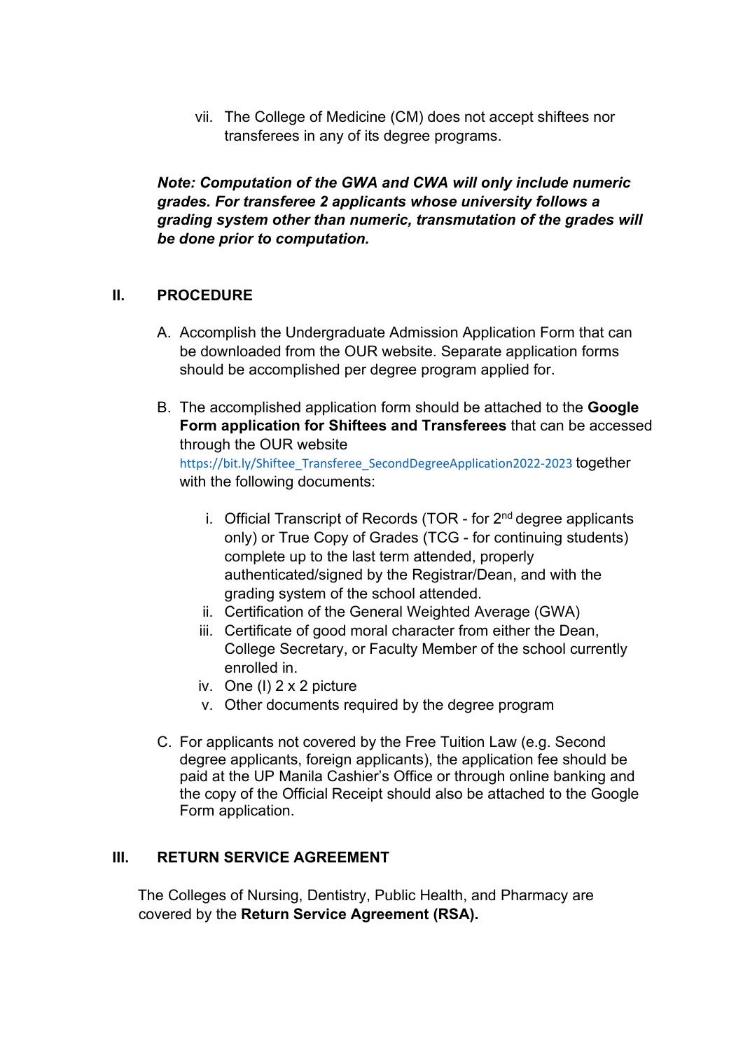vii. The College of Medicine (CM) does not accept shiftees nor transferees in any of its degree programs.

***Note: Computation of the GWA and CWA will only include numeric grades. For transferee 2 applicants whose university follows a grading system other than numeric, transmutation of the grades will be done prior to computation.***

## II. PROCEDURE

A. Accomplish the Undergraduate Admission Application Form that can be downloaded from the OUR website. Separate application forms should be accomplished per degree program applied for.

B. The accomplished application form should be attached to the **Google Form application for Shiftees and Transferees** that can be accessed through the OUR website https://bit.ly/Shiftee_Transferee_SecondDegreeApplication2022-2023 together with the following documents:

   i. Official Transcript of Records (TOR - for 2nd degree applicants only) or True Copy of Grades (TCG - for continuing students) complete up to the last term attended, properly authenticated/signed by the Registrar/Dean, and with the grading system of the school attended.
   ii. Certification of the General Weighted Average (GWA)
   iii. Certificate of good moral character from either the Dean, College Secretary, or Faculty Member of the school currently enrolled in.
   iv. One (I) 2 x 2 picture
   v. Other documents required by the degree program

C. For applicants not covered by the Free Tuition Law (e.g. Second degree applicants, foreign applicants), the application fee should be paid at the UP Manila Cashier's Office or through online banking and the copy of the Official Receipt should also be attached to the Google Form application.

## III. RETURN SERVICE AGREEMENT

The Colleges of Nursing, Dentistry, Public Health, and Pharmacy are covered by the **Return Service Agreement (RSA).**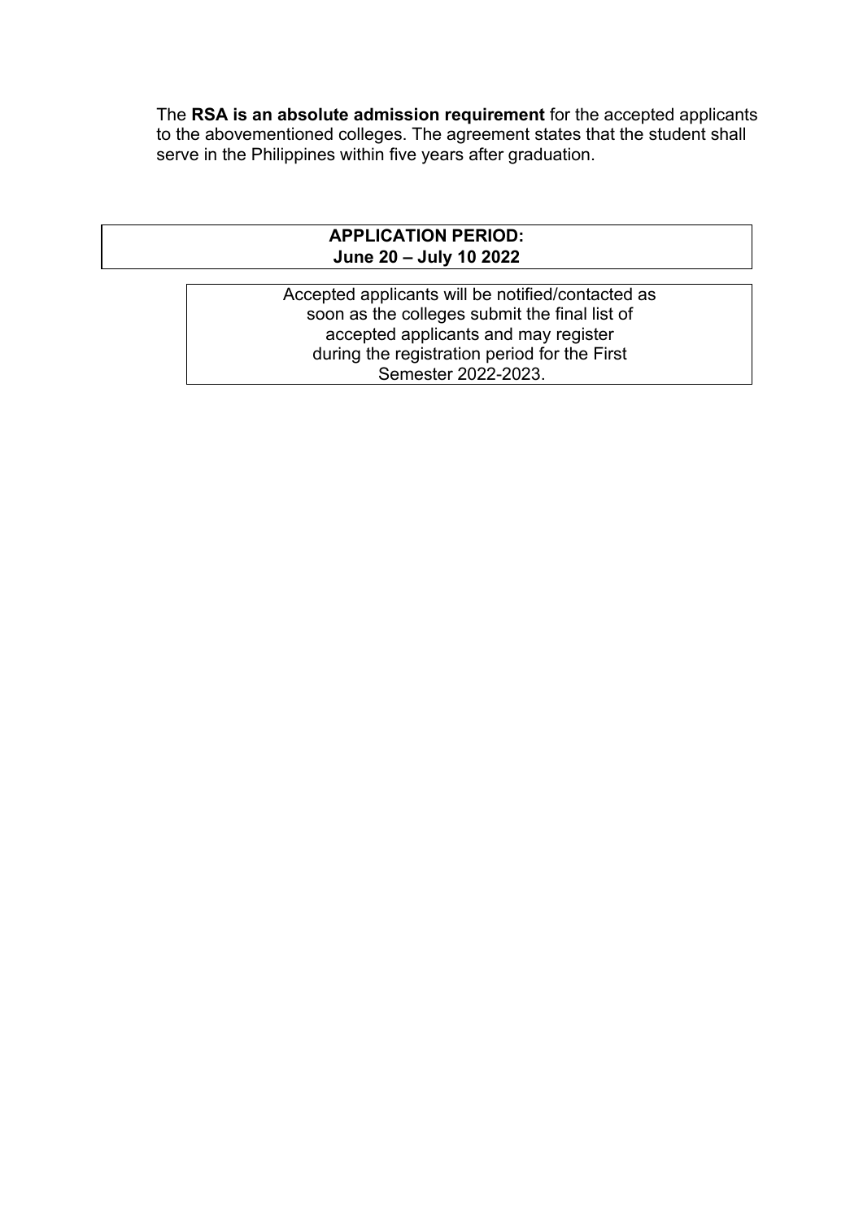The **RSA is an absolute admission requirement** for the accepted applicants to the abovementioned colleges. The agreement states that the student shall serve in the Philippines within five years after graduation.

**APPLICATION PERIOD:**
**June 20 – July 10 2022**

Accepted applicants will be notified/contacted as soon as the colleges submit the final list of accepted applicants and may register during the registration period for the First Semester 2022-2023.